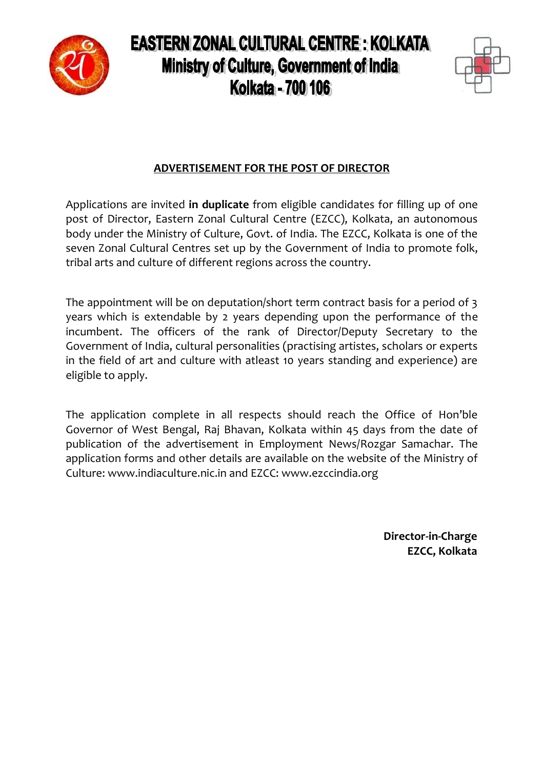# EASTERN ZONAL CULTURAL CENTRE : KOLKATA
## Ministry of Culture, Government of India
## Kolkata - 700 106

**ADVERTISEMENT FOR THE POST OF DIRECTOR**

Applications are invited **in duplicate** from eligible candidates for filling up of one post of Director, Eastern Zonal Cultural Centre (EZCC), Kolkata, an autonomous body under the Ministry of Culture, Govt. of India. The EZCC, Kolkata is one of the seven Zonal Cultural Centres set up by the Government of India to promote folk, tribal arts and culture of different regions across the country.

The appointment will be on deputation/short term contract basis for a period of 3 years which is extendable by 2 years depending upon the performance of the incumbent. The officers of the rank of Director/Deputy Secretary to the Government of India, cultural personalities (practising artistes, scholars or experts in the field of art and culture with atleast 10 years standing and experience) are eligible to apply.

The application complete in all respects should reach the Office of Hon'ble Governor of West Bengal, Raj Bhavan, Kolkata within 45 days from the date of publication of the advertisement in Employment News/Rozgar Samachar. The application forms and other details are available on the website of the Ministry of Culture: www.indiaculture.nic.in and EZCC: www.ezccindia.org

**Director-in-Charge**
**EZCC, Kolkata**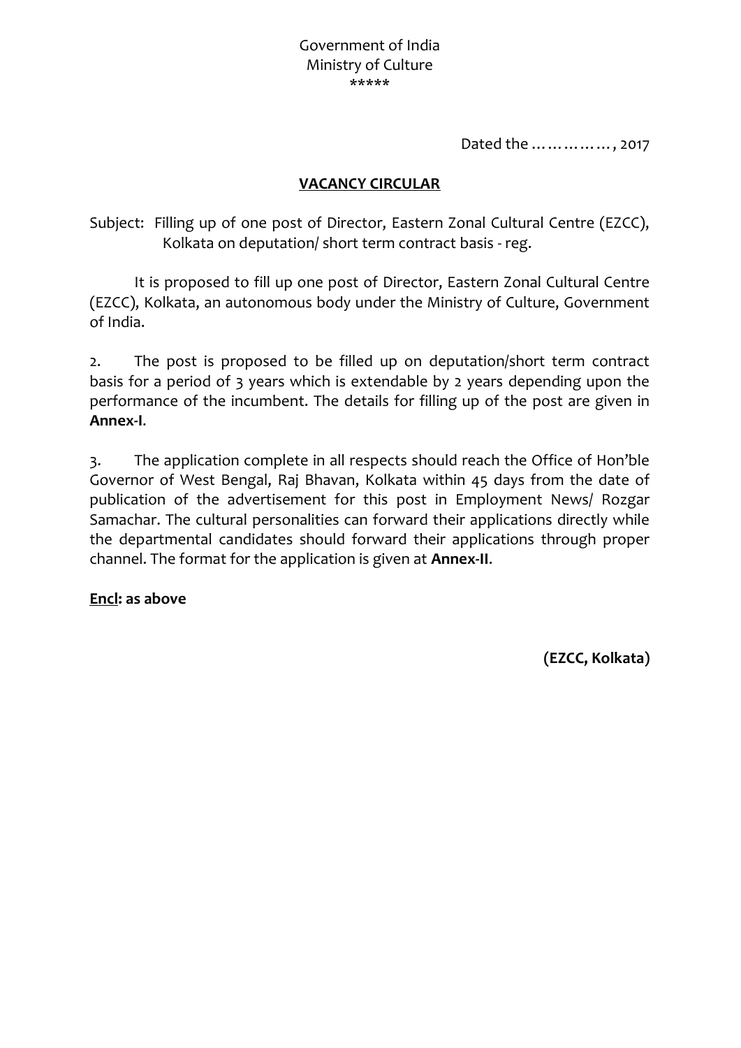Government of India
Ministry of Culture
\*\*\*\*\*

Dated the ……………, 2017

## VACANCY CIRCULAR

Subject: Filling up of one post of Director, Eastern Zonal Cultural Centre (EZCC), Kolkata on deputation/ short term contract basis - reg.

It is proposed to fill up one post of Director, Eastern Zonal Cultural Centre (EZCC), Kolkata, an autonomous body under the Ministry of Culture, Government of India.

2. The post is proposed to be filled up on deputation/short term contract basis for a period of 3 years which is extendable by 2 years depending upon the performance of the incumbent. The details for filling up of the post are given in **Annex-I**.

3. The application complete in all respects should reach the Office of Hon'ble Governor of West Bengal, Raj Bhavan, Kolkata within 45 days from the date of publication of the advertisement for this post in Employment News/ Rozgar Samachar. The cultural personalities can forward their applications directly while the departmental candidates should forward their applications through proper channel. The format for the application is given at **Annex-II**.

**Encl: as above**

**(EZCC, Kolkata)**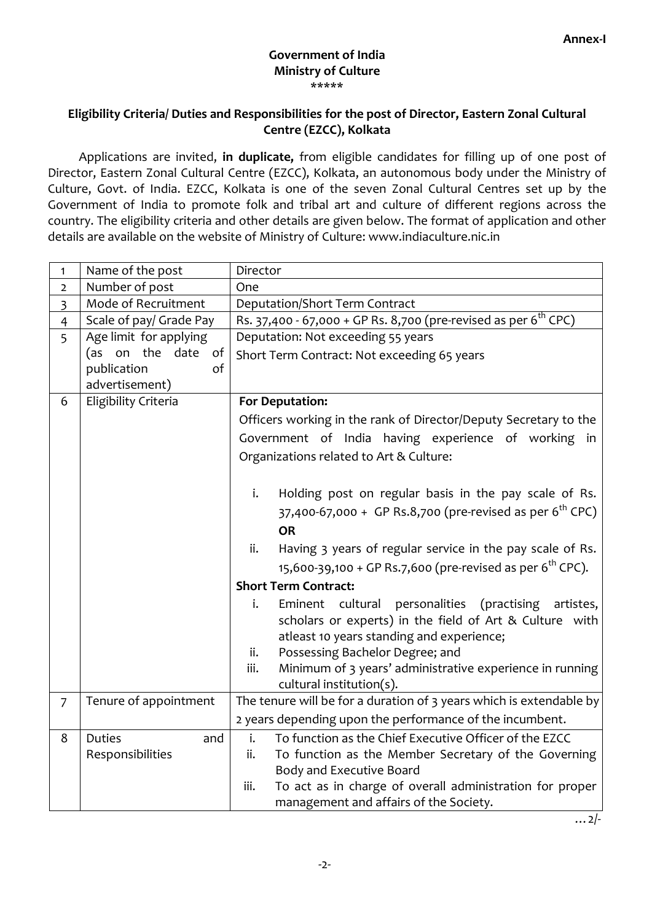**Annex-I**

**Government of India**
**Ministry of Culture**
\*\*\*\*\*

**Eligibility Criteria/ Duties and Responsibilities for the post of Director, Eastern Zonal Cultural Centre (EZCC), Kolkata**

Applications are invited, **in duplicate,** from eligible candidates for filling up of one post of Director, Eastern Zonal Cultural Centre (EZCC), Kolkata, an autonomous body under the Ministry of Culture, Govt. of India. EZCC, Kolkata is one of the seven Zonal Cultural Centres set up by the Government of India to promote folk and tribal art and culture of different regions across the country. The eligibility criteria and other details are given below. The format of application and other details are available on the website of Ministry of Culture: www.indiaculture.nic.in

| | | |
|---|---|---|
| 1 | Name of the post | Director |
| 2 | Number of post | One |
| 3 | Mode of Recruitment | Deputation/Short Term Contract |
| 4 | Scale of pay/ Grade Pay | Rs. 37,400 - 67,000 + GP Rs. 8,700 (pre-revised as per 6th CPC) |
| 5 | Age limit for applying (as on the date of publication of advertisement) | Deputation: Not exceeding 55 years<br>Short Term Contract: Not exceeding 65 years |
| 6 | Eligibility Criteria | **For Deputation:**<br>Officers working in the rank of Director/Deputy Secretary to the Government of India having experience of working in Organizations related to Art & Culture:<br>i. Holding post on regular basis in the pay scale of Rs. 37,400-67,000 + GP Rs.8,700 (pre-revised as per 6th CPC)<br>**OR**<br>ii. Having 3 years of regular service in the pay scale of Rs. 15,600-39,100 + GP Rs.7,600 (pre-revised as per 6th CPC).<br>**Short Term Contract:**<br>i. Eminent cultural personalities (practising artistes, scholars or experts) in the field of Art & Culture with atleast 10 years standing and experience;<br>ii. Possessing Bachelor Degree; and<br>iii. Minimum of 3 years' administrative experience in running cultural institution(s). |
| 7 | Tenure of appointment | The tenure will be for a duration of 3 years which is extendable by 2 years depending upon the performance of the incumbent. |
| 8 | Duties and Responsibilities | i. To function as the Chief Executive Officer of the EZCC<br>ii. To function as the Member Secretary of the Governing Body and Executive Board<br>iii. To act as in charge of overall administration for proper management and affairs of the Society. |

…2/-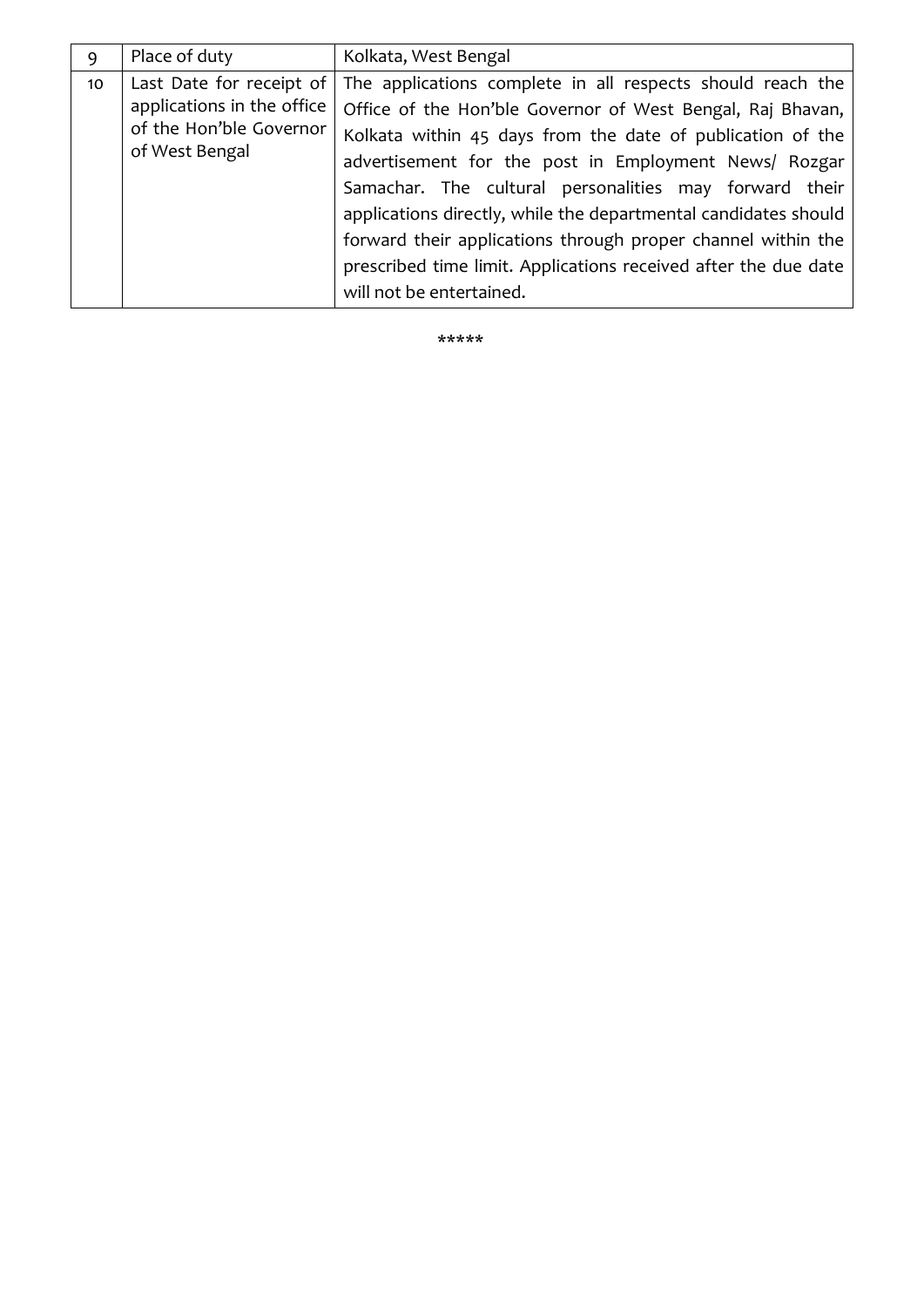| 9 | Place of duty | Kolkata, West Bengal |
|---|---|---|
| 10 | Last Date for receipt of applications in the office of the Hon'ble Governor of West Bengal | The applications complete in all respects should reach the Office of the Hon'ble Governor of West Bengal, Raj Bhavan, Kolkata within 45 days from the date of publication of the advertisement for the post in Employment News/ Rozgar Samachar. The cultural personalities may forward their applications directly, while the departmental candidates should forward their applications through proper channel within the prescribed time limit. Applications received after the due date will not be entertained. |

*****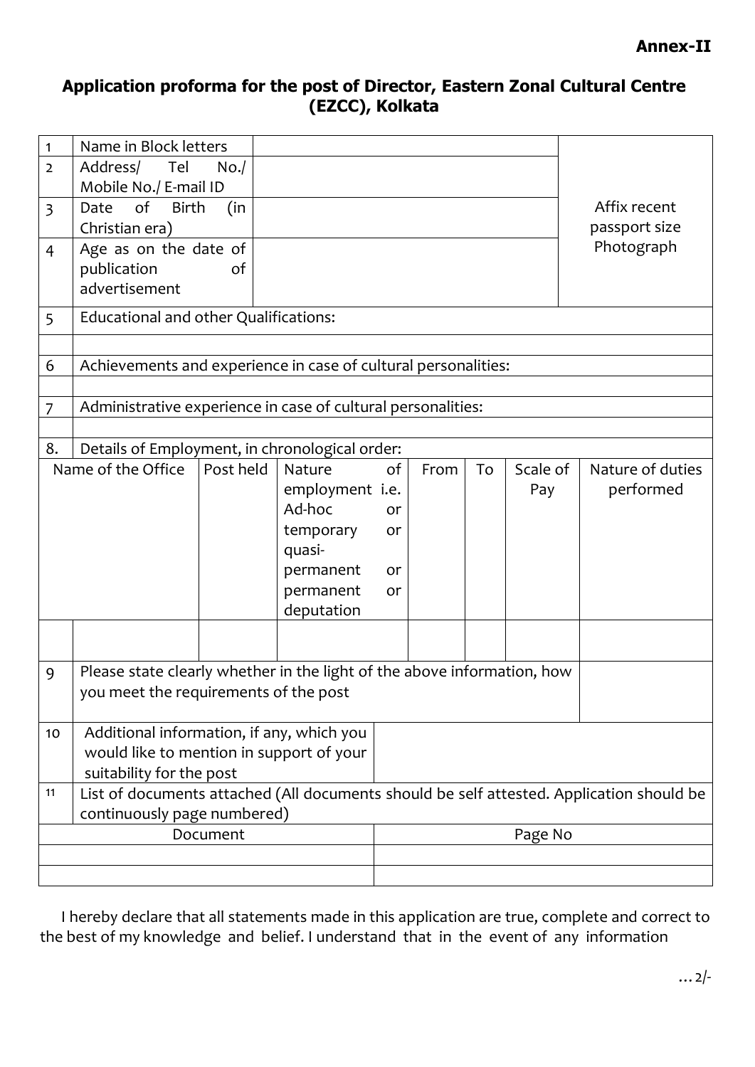**Annex-II**

## Application proforma for the post of Director, Eastern Zonal Cultural Centre (EZCC), Kolkata

| | | | |
|---|---|---|---|
| 1 | Name in Block letters | | Affix recent passport size Photograph |
| 2 | Address/ Tel No./ Mobile No./ E-mail ID | | |
| 3 | Date of Birth (in Christian era) | | |
| 4 | Age as on the date of publication of advertisement | | |
| 5 | Educational and other Qualifications: | | |
| | | | |
| 6 | Achievements and experience in case of cultural personalities: | | |
| | | | |
| 7 | Administrative experience in case of cultural personalities: | | |
| | | | |
| 8. | Details of Employment, in chronological order: | | |

| Name of the Office | Post held | Nature of employment i.e. Ad-hoc or temporary or quasi-permanent or permanent or deputation | From | To | Scale of Pay | Nature of duties performed |
|---|---|---|---|---|---|---|
| | | | | | | |

| | | |
|---|---|---|
| 9 | Please state clearly whether in the light of the above information, how you meet the requirements of the post | |
| 10 | Additional information, if any, which you would like to mention in support of your suitability for the post | |
| 11 | List of documents attached (All documents should be self attested. Application should be continuously page numbered) | |

| Document | Page No |
|---|---|
| | |
| | |

I hereby declare that all statements made in this application are true, complete and correct to the best of my knowledge and belief. I understand that in the event of any information

…2/-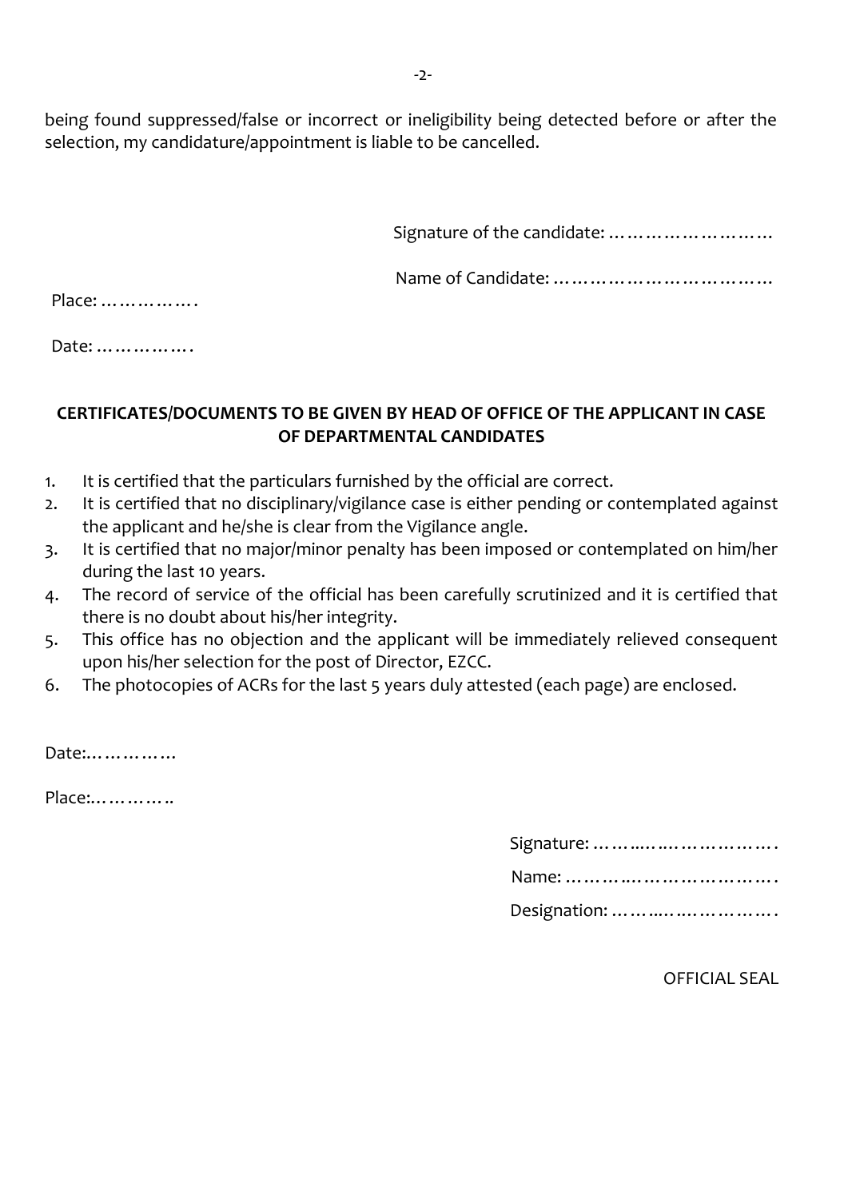being found suppressed/false or incorrect or ineligibility being detected before or after the selection, my candidature/appointment is liable to be cancelled.

Signature of the candidate: ………………………

Name of Candidate: ………………………………

Place: …………….

Date: …………….

**CERTIFICATES/DOCUMENTS TO BE GIVEN BY HEAD OF OFFICE OF THE APPLICANT IN CASE OF DEPARTMENTAL CANDIDATES**

1. It is certified that the particulars furnished by the official are correct.
2. It is certified that no disciplinary/vigilance case is either pending or contemplated against the applicant and he/she is clear from the Vigilance angle.
3. It is certified that no major/minor penalty has been imposed or contemplated on him/her during the last 10 years.
4. The record of service of the official has been carefully scrutinized and it is certified that there is no doubt about his/her integrity.
5. This office has no objection and the applicant will be immediately relieved consequent upon his/her selection for the post of Director, EZCC.
6. The photocopies of ACRs for the last 5 years duly attested (each page) are enclosed.

Date:……………

Place:…………..

Signature: ……..……………………….

Name: ………..………………………….

Designation: ……..………………….

OFFICIAL SEAL